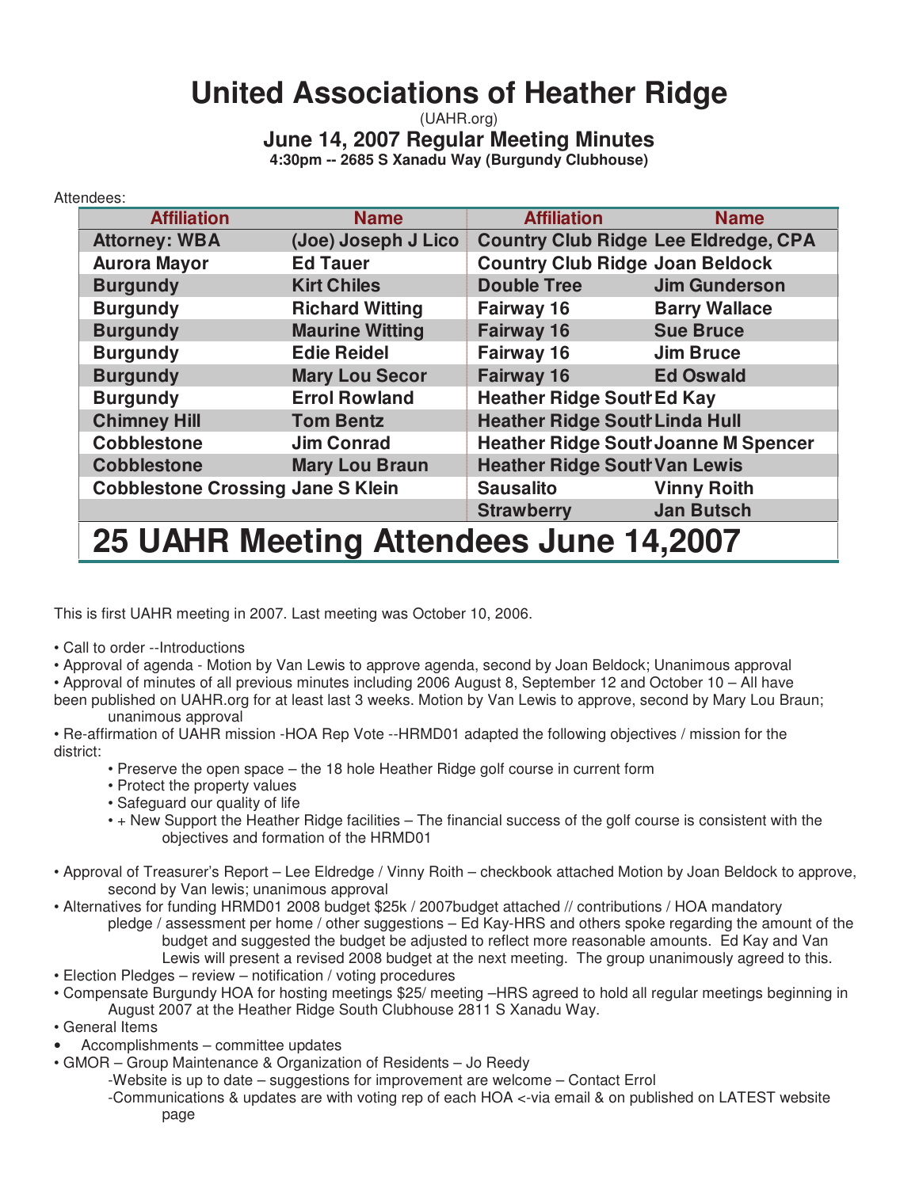# United Associations of Heather Ridge

(UAHR.org)

## June 14, 2007 Regular Meeting Minutes

**4:30pm -- 2685 S Xanadu Way (Burgundy Clubhouse)**

Attendees:

| Affiliation | Name | Affiliation | Name |
|---|---|---|---|
| Attorney: WBA | (Joe) Joseph J Lico | Country Club Ridge | Lee Eldredge, CPA |
| Aurora Mayor | Ed Tauer | Country Club Ridge | Joan Beldock |
| Burgundy | Kirt Chiles | Double Tree | Jim Gunderson |
| Burgundy | Richard Witting | Fairway 16 | Barry Wallace |
| Burgundy | Maurine Witting | Fairway 16 | Sue Bruce |
| Burgundy | Edie Reidel | Fairway 16 | Jim Bruce |
| Burgundy | Mary Lou Secor | Fairway 16 | Ed Oswald |
| Burgundy | Errol Rowland | Heather Ridge South | Ed Kay |
| Chimney Hill | Tom Bentz | Heather Ridge South | Linda Hull |
| Cobblestone | Jim Conrad | Heather Ridge South | Joanne M Spencer |
| Cobblestone | Mary Lou Braun | Heather Ridge South | Van Lewis |
| Cobblestone Crossing | Jane S Klein | Sausalito | Vinny Roith |
| | | Strawberry | Jan Butsch |

# 25 UAHR Meeting Attendees June 14,2007

This is first UAHR meeting in 2007. Last meeting was October 10, 2006.

- Call to order --Introductions
- Approval of agenda - Motion by Van Lewis to approve agenda, second by Joan Beldock; Unanimous approval
- Approval of minutes of all previous minutes including 2006 August 8, September 12 and October 10 – All have been published on UAHR.org for at least last 3 weeks. Motion by Van Lewis to approve, second by Mary Lou Braun; unanimous approval
- Re-affirmation of UAHR mission -HOA Rep Vote --HRMD01 adapted the following objectives / mission for the district:
  - Preserve the open space – the 18 hole Heather Ridge golf course in current form
  - Protect the property values
  - Safeguard our quality of life
  - + New Support the Heather Ridge facilities – The financial success of the golf course is consistent with the objectives and formation of the HRMD01
- Approval of Treasurer's Report – Lee Eldredge / Vinny Roith – checkbook attached Motion by Joan Beldock to approve, second by Van lewis; unanimous approval
- Alternatives for funding HRMD01 2008 budget $25k / 2007budget attached // contributions / HOA mandatory pledge / assessment per home / other suggestions – Ed Kay-HRS and others spoke regarding the amount of the budget and suggested the budget be adjusted to reflect more reasonable amounts. Ed Kay and Van Lewis will present a revised 2008 budget at the next meeting. The group unanimously agreed to this.
- Election Pledges – review – notification / voting procedures
- Compensate Burgundy HOA for hosting meetings $25/ meeting –HRS agreed to hold all regular meetings beginning in August 2007 at the Heather Ridge South Clubhouse 2811 S Xanadu Way.
- General Items
- Accomplishments – committee updates
- GMOR – Group Maintenance & Organization of Residents – Jo Reedy
  - -Website is up to date – suggestions for improvement are welcome – Contact Errol
  - -Communications & updates are with voting rep of each HOA <-via email & on published on LATEST website page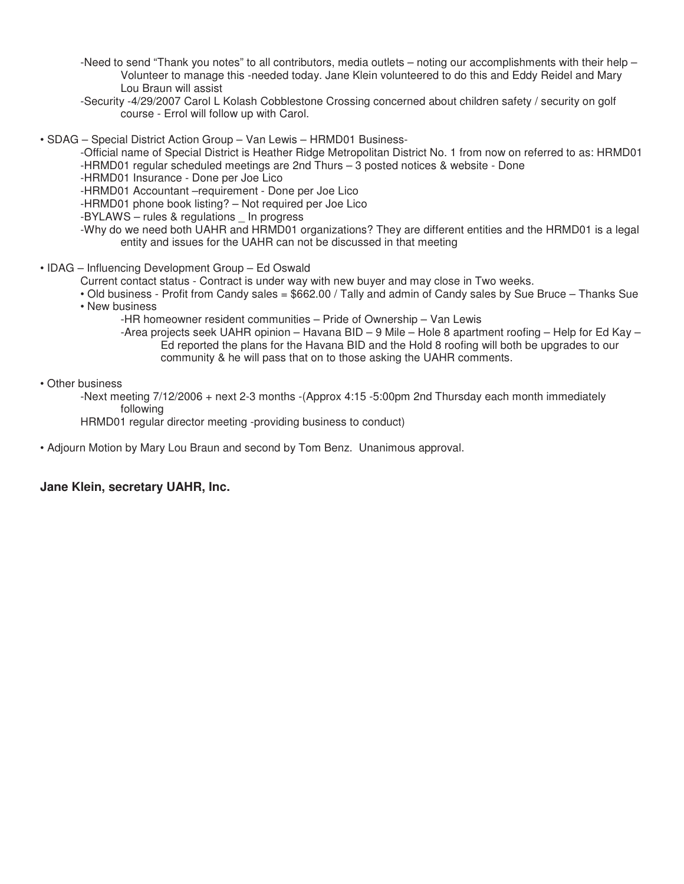- -Need to send "Thank you notes" to all contributors, media outlets – noting our accomplishments with their help – Volunteer to manage this -needed today. Jane Klein volunteered to do this and Eddy Reidel and Mary Lou Braun will assist
- -Security -4/29/2007 Carol L Kolash Cobblestone Crossing concerned about children safety / security on golf course - Errol will follow up with Carol.

• SDAG – Special District Action Group – Van Lewis – HRMD01 Business-

- -Official name of Special District is Heather Ridge Metropolitan District No. 1 from now on referred to as: HRMD01
- -HRMD01 regular scheduled meetings are 2nd Thurs – 3 posted notices & website - Done
- -HRMD01 Insurance - Done per Joe Lico
- -HRMD01 Accountant –requirement - Done per Joe Lico
- -HRMD01 phone book listing? – Not required per Joe Lico
- -BYLAWS – rules & regulations _ In progress
- -Why do we need both UAHR and HRMD01 organizations? They are different entities and the HRMD01 is a legal entity and issues for the UAHR can not be discussed in that meeting

• IDAG – Influencing Development Group – Ed Oswald

Current contact status - Contract is under way with new buyer and may close in Two weeks.

- • Old business - Profit from Candy sales = $662.00 / Tally and admin of Candy sales by Sue Bruce – Thanks Sue
- • New business
  - -HR homeowner resident communities – Pride of Ownership – Van Lewis
  - -Area projects seek UAHR opinion – Havana BID – 9 Mile – Hole 8 apartment roofing – Help for Ed Kay – Ed reported the plans for the Havana BID and the Hold 8 roofing will both be upgrades to our community & he will pass that on to those asking the UAHR comments.

• Other business

-Next meeting 7/12/2006 + next 2-3 months -(Approx 4:15 -5:00pm 2nd Thursday each month immediately following

HRMD01 regular director meeting -providing business to conduct)

• Adjourn Motion by Mary Lou Braun and second by Tom Benz. Unanimous approval.

**Jane Klein, secretary UAHR, Inc.**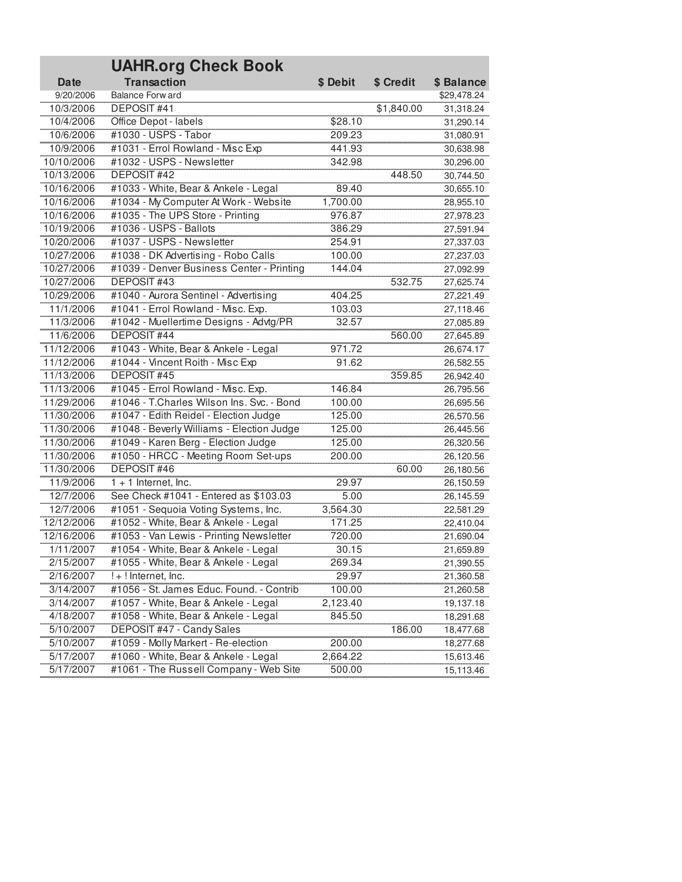| Date | UAHR.org Check Book<br>Transaction | $ Debit | $ Credit | $ Balance |
|---|---|---|---|---|
| 9/20/2006 | Balance Forward | | | $29,478.24 |
| 10/3/2006 | DEPOSIT #41 | | $1,840.00 | 31,318.24 |
| 10/4/2006 | Office Depot - labels | $28.10 | | 31,290.14 |
| 10/6/2006 | #1030 - USPS - Tabor | 209.23 | | 31,080.91 |
| 10/9/2006 | #1031 - Errol Rowland - Misc Exp | 441.93 | | 30,638.98 |
| 10/10/2006 | #1032 - USPS - Newsletter | 342.98 | | 30,296.00 |
| 10/13/2006 | DEPOSIT #42 | | 448.50 | 30,744.50 |
| 10/16/2006 | #1033 - White, Bear & Ankele - Legal | 89.40 | | 30,655.10 |
| 10/16/2006 | #1034 - My Computer At Work - Website | 1,700.00 | | 28,955.10 |
| 10/16/2006 | #1035 - The UPS Store - Printing | 976.87 | | 27,978.23 |
| 10/19/2006 | #1036 - USPS - Ballots | 386.29 | | 27,591.94 |
| 10/20/2006 | #1037 - USPS - Newsletter | 254.91 | | 27,337.03 |
| 10/27/2006 | #1038 - DK Advertising - Robo Calls | 100.00 | | 27,237.03 |
| 10/27/2006 | #1039 - Denver Business Center - Printing | 144.04 | | 27,092.99 |
| 10/27/2006 | DEPOSIT #43 | | 532.75 | 27,625.74 |
| 10/29/2006 | #1040 - Aurora Sentinel - Advertising | 404.25 | | 27,221.49 |
| 11/1/2006 | #1041 - Errol Rowland - Misc. Exp. | 103.03 | | 27,118.46 |
| 11/3/2006 | #1042 - Muellertime Designs - Advtg/PR | 32.57 | | 27,085.89 |
| 11/6/2006 | DEPOSIT #44 | | 560.00 | 27,645.89 |
| 11/12/2006 | #1043 - White, Bear & Ankele - Legal | 971.72 | | 26,674.17 |
| 11/12/2006 | #1044 - Vincent Roith - Misc Exp | 91.62 | | 26,582.55 |
| 11/13/2006 | DEPOSIT #45 | | 359.85 | 26,942.40 |
| 11/13/2006 | #1045 - Errol Rowland - Misc. Exp. | 146.84 | | 26,795.56 |
| 11/29/2006 | #1046 - T.Charles Wilson Ins. Svc. - Bond | 100.00 | | 26,695.56 |
| 11/30/2006 | #1047 - Edith Reidel - Election Judge | 125.00 | | 26,570.56 |
| 11/30/2006 | #1048 - Beverly Williams - Election Judge | 125.00 | | 26,445.56 |
| 11/30/2006 | #1049 - Karen Berg - Election Judge | 125.00 | | 26,320.56 |
| 11/30/2006 | #1050 - HRCC - Meeting Room Set-ups | 200.00 | | 26,120.56 |
| 11/30/2006 | DEPOSIT #46 | | 60.00 | 26,180.56 |
| 11/9/2006 | 1 + 1 Internet, Inc. | 29.97 | | 26,150.59 |
| 12/7/2006 | See Check #1041 - Entered as $103.03 | 5.00 | | 26,145.59 |
| 12/7/2006 | #1051 - Sequoia Voting Systems, Inc. | 3,564.30 | | 22,581.29 |
| 12/12/2006 | #1052 - White, Bear & Ankele - Legal | 171.25 | | 22,410.04 |
| 12/16/2006 | #1053 - Van Lewis - Printing Newsletter | 720.00 | | 21,690.04 |
| 1/11/2007 | #1054 - White, Bear & Ankele - Legal | 30.15 | | 21,659.89 |
| 2/15/2007 | #1055 - White, Bear & Ankele - Legal | 269.34 | | 21,390.55 |
| 2/16/2007 | ! + ! Internet, Inc. | 29.97 | | 21,360.58 |
| 3/14/2007 | #1056 - St. James Educ. Found. - Contrib | 100.00 | | 21,260.58 |
| 3/14/2007 | #1057 - White, Bear & Ankele - Legal | 2,123.40 | | 19,137.18 |
| 4/18/2007 | #1058 - White, Bear & Ankele - Legal | 845.50 | | 18,291.68 |
| 5/10/2007 | DEPOSIT #47 - Candy Sales | | 186.00 | 18,477.68 |
| 5/10/2007 | #1059 - Molly Markert - Re-election | 200.00 | | 18,277.68 |
| 5/17/2007 | #1060 - White, Bear & Ankele - Legal | 2,664.22 | | 15,613.46 |
| 5/17/2007 | #1061 - The Russell Company - Web Site | 500.00 | | 15,113.46 |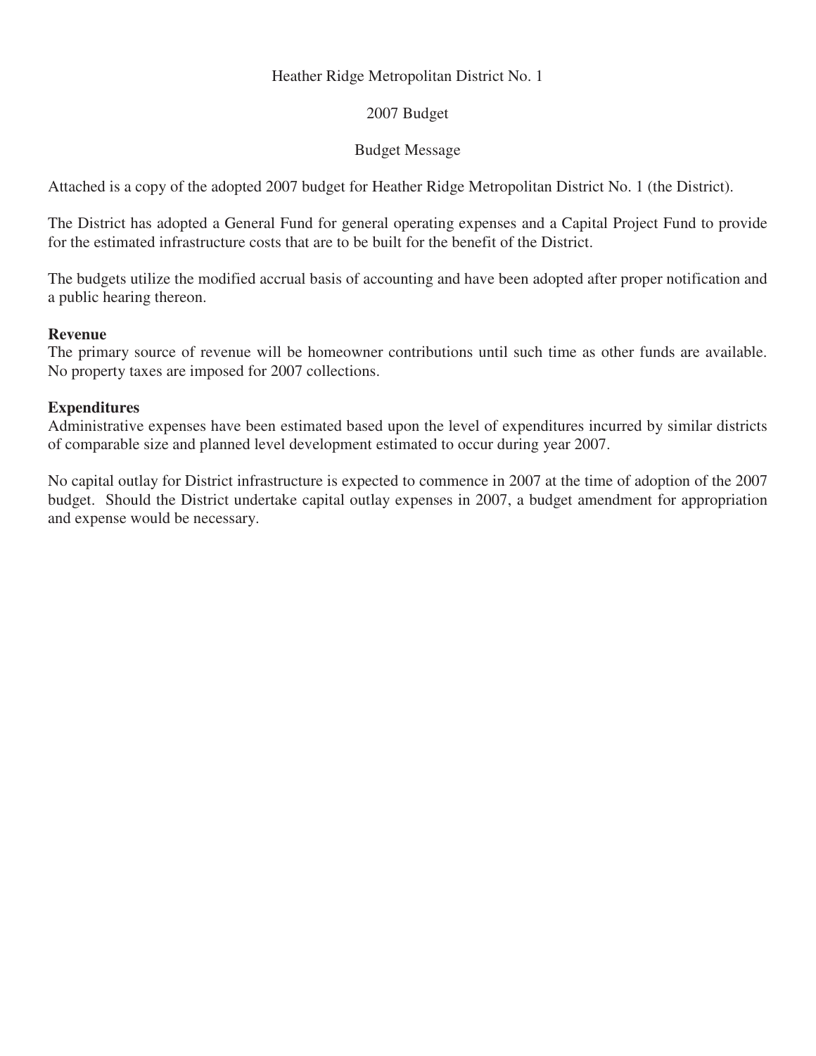Heather Ridge Metropolitan District No. 1

2007 Budget

Budget Message

Attached is a copy of the adopted 2007 budget for Heather Ridge Metropolitan District No. 1 (the District).

The District has adopted a General Fund for general operating expenses and a Capital Project Fund to provide for the estimated infrastructure costs that are to be built for the benefit of the District.

The budgets utilize the modified accrual basis of accounting and have been adopted after proper notification and a public hearing thereon.

**Revenue**
The primary source of revenue will be homeowner contributions until such time as other funds are available. No property taxes are imposed for 2007 collections.

**Expenditures**
Administrative expenses have been estimated based upon the level of expenditures incurred by similar districts of comparable size and planned level development estimated to occur during year 2007.

No capital outlay for District infrastructure is expected to commence in 2007 at the time of adoption of the 2007 budget. Should the District undertake capital outlay expenses in 2007, a budget amendment for appropriation and expense would be necessary.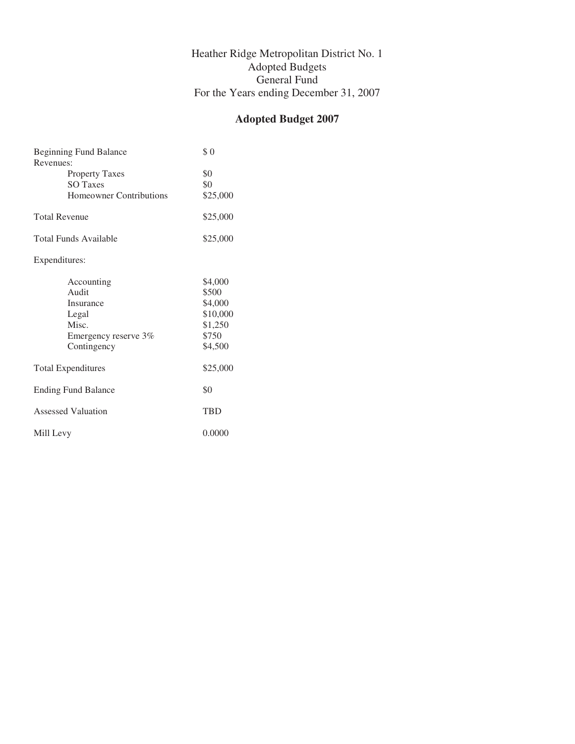# Heather Ridge Metropolitan District No. 1
# Adopted Budgets
# General Fund
# For the Years ending December 31, 2007

## Adopted Budget 2007

| | |
|---|---|
| Beginning Fund Balance | $ 0 |
| Revenues: | |
| Property Taxes | $0 |
| SO Taxes | $0 |
| Homeowner Contributions | $25,000 |
| Total Revenue | $25,000 |
| Total Funds Available | $25,000 |
| Expenditures: | |
| Accounting | $4,000 |
| Audit | $500 |
| Insurance | $4,000 |
| Legal | $10,000 |
| Misc. | $1,250 |
| Emergency reserve 3% | $750 |
| Contingency | $4,500 |
| Total Expenditures | $25,000 |
| Ending Fund Balance | $0 |
| Assessed Valuation | TBD |
| Mill Levy | 0.0000 |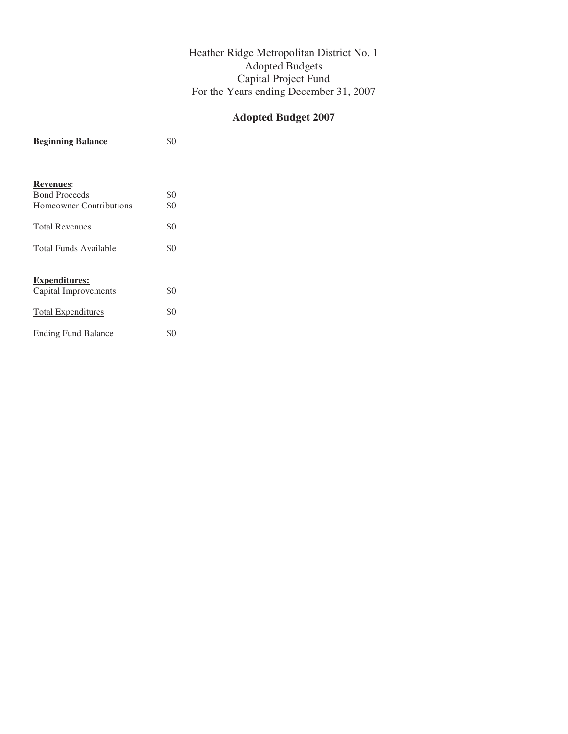# Heather Ridge Metropolitan District No. 1
## Adopted Budgets
## Capital Project Fund
## For the Years ending December 31, 2007

## Adopted Budget 2007

| | |
|---|---|
| **Beginning Balance** | $0 |
| | |
| **Revenues**: | |
| Bond Proceeds | $0 |
| Homeowner Contributions | $0 |
| Total Revenues | $0 |
| Total Funds Available | $0 |
| | |
| **Expenditures:** | |
| Capital Improvements | $0 |
| Total Expenditures | $0 |
| Ending Fund Balance | $0 |